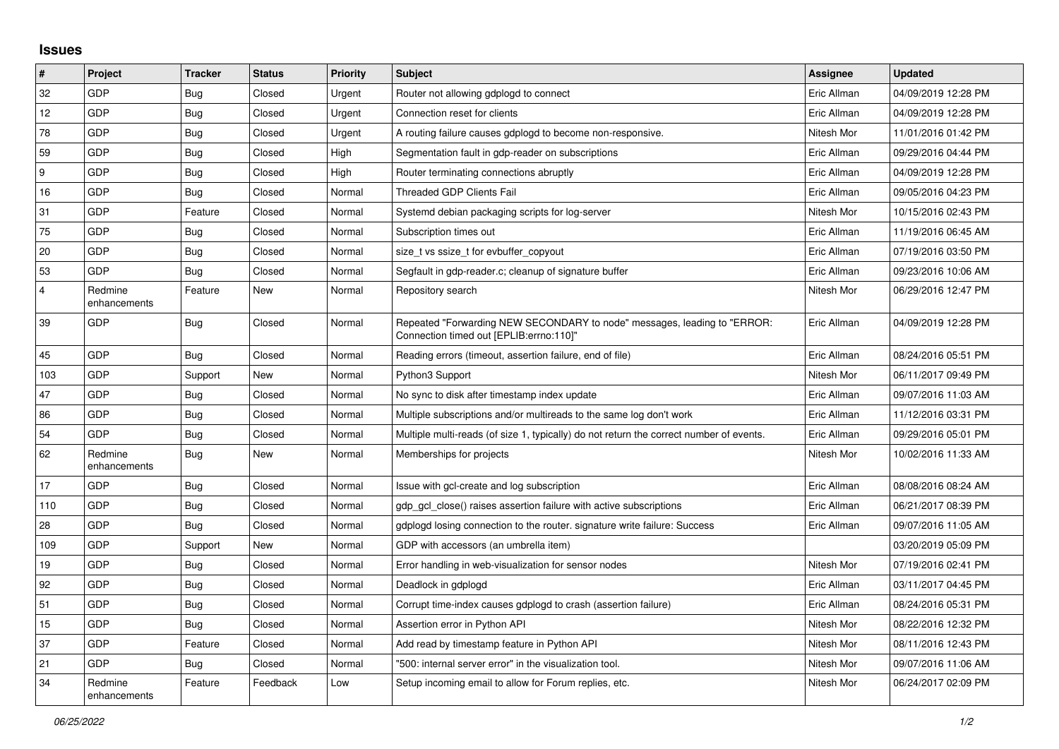## Issues

| # | Project | Tracker | Status | Priority | Subject | Assignee | Updated |
|---|---|---|---|---|---|---|---|
| 32 | GDP | Bug | Closed | Urgent | Router not allowing gdplogd to connect | Eric Allman | 04/09/2019 12:28 PM |
| 12 | GDP | Bug | Closed | Urgent | Connection reset for clients | Eric Allman | 04/09/2019 12:28 PM |
| 78 | GDP | Bug | Closed | Urgent | A routing failure causes gdplogd to become non-responsive. | Nitesh Mor | 11/01/2016 01:42 PM |
| 59 | GDP | Bug | Closed | High | Segmentation fault in gdp-reader on subscriptions | Eric Allman | 09/29/2016 04:44 PM |
| 9 | GDP | Bug | Closed | High | Router terminating connections abruptly | Eric Allman | 04/09/2019 12:28 PM |
| 16 | GDP | Bug | Closed | Normal | Threaded GDP Clients Fail | Eric Allman | 09/05/2016 04:23 PM |
| 31 | GDP | Feature | Closed | Normal | Systemd debian packaging scripts for log-server | Nitesh Mor | 10/15/2016 02:43 PM |
| 75 | GDP | Bug | Closed | Normal | Subscription times out | Eric Allman | 11/19/2016 06:45 AM |
| 20 | GDP | Bug | Closed | Normal | size_t vs ssize_t for evbuffer_copyout | Eric Allman | 07/19/2016 03:50 PM |
| 53 | GDP | Bug | Closed | Normal | Segfault in gdp-reader.c; cleanup of signature buffer | Eric Allman | 09/23/2016 10:06 AM |
| 4 | Redmine enhancements | Feature | New | Normal | Repository search | Nitesh Mor | 06/29/2016 12:47 PM |
| 39 | GDP | Bug | Closed | Normal | Repeated "Forwarding NEW SECONDARY to node" messages, leading to "ERROR: Connection timed out [EPLIB:errno:110]" | Eric Allman | 04/09/2019 12:28 PM |
| 45 | GDP | Bug | Closed | Normal | Reading errors (timeout, assertion failure, end of file) | Eric Allman | 08/24/2016 05:51 PM |
| 103 | GDP | Support | New | Normal | Python3 Support | Nitesh Mor | 06/11/2017 09:49 PM |
| 47 | GDP | Bug | Closed | Normal | No sync to disk after timestamp index update | Eric Allman | 09/07/2016 11:03 AM |
| 86 | GDP | Bug | Closed | Normal | Multiple subscriptions and/or multireads to the same log don't work | Eric Allman | 11/12/2016 03:31 PM |
| 54 | GDP | Bug | Closed | Normal | Multiple multi-reads (of size 1, typically) do not return the correct number of events. | Eric Allman | 09/29/2016 05:01 PM |
| 62 | Redmine enhancements | Bug | New | Normal | Memberships for projects | Nitesh Mor | 10/02/2016 11:33 AM |
| 17 | GDP | Bug | Closed | Normal | Issue with gcl-create and log subscription | Eric Allman | 08/08/2016 08:24 AM |
| 110 | GDP | Bug | Closed | Normal | gdp_gcl_close() raises assertion failure with active subscriptions | Eric Allman | 06/21/2017 08:39 PM |
| 28 | GDP | Bug | Closed | Normal | gdplogd losing connection to the router. signature write failure: Success | Eric Allman | 09/07/2016 11:05 AM |
| 109 | GDP | Support | New | Normal | GDP with accessors (an umbrella item) |  | 03/20/2019 05:09 PM |
| 19 | GDP | Bug | Closed | Normal | Error handling in web-visualization for sensor nodes | Nitesh Mor | 07/19/2016 02:41 PM |
| 92 | GDP | Bug | Closed | Normal | Deadlock in gdplogd | Eric Allman | 03/11/2017 04:45 PM |
| 51 | GDP | Bug | Closed | Normal | Corrupt time-index causes gdplogd to crash (assertion failure) | Eric Allman | 08/24/2016 05:31 PM |
| 15 | GDP | Bug | Closed | Normal | Assertion error in Python API | Nitesh Mor | 08/22/2016 12:32 PM |
| 37 | GDP | Feature | Closed | Normal | Add read by timestamp feature in Python API | Nitesh Mor | 08/11/2016 12:43 PM |
| 21 | GDP | Bug | Closed | Normal | "500: internal server error" in the visualization tool. | Nitesh Mor | 09/07/2016 11:06 AM |
| 34 | Redmine enhancements | Feature | Feedback | Low | Setup incoming email to allow for Forum replies, etc. | Nitesh Mor | 06/24/2017 02:09 PM |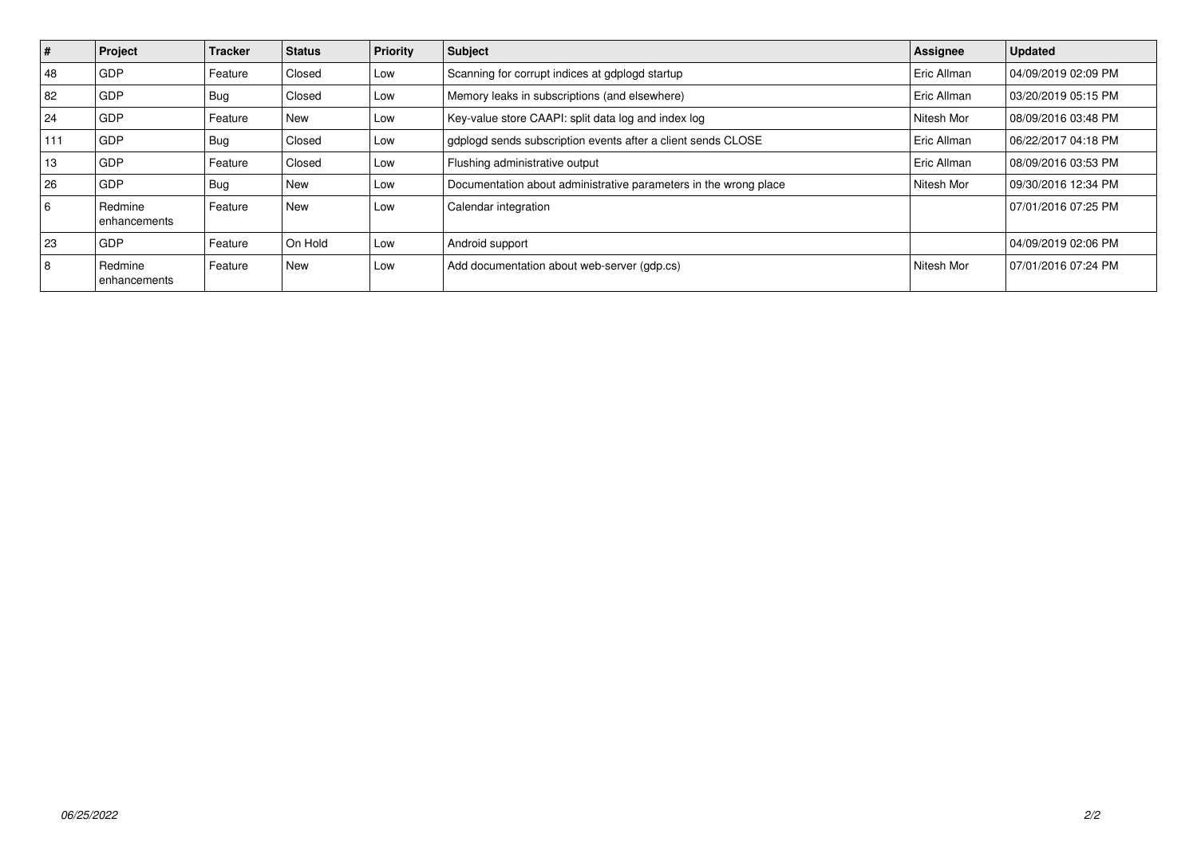| # | Project | Tracker | Status | Priority | Subject | Assignee | Updated |
| --- | --- | --- | --- | --- | --- | --- | --- |
| 48 | GDP | Feature | Closed | Low | Scanning for corrupt indices at gdplogd startup | Eric Allman | 04/09/2019 02:09 PM |
| 82 | GDP | Bug | Closed | Low | Memory leaks in subscriptions (and elsewhere) | Eric Allman | 03/20/2019 05:15 PM |
| 24 | GDP | Feature | New | Low | Key-value store CAAPI: split data log and index log | Nitesh Mor | 08/09/2016 03:48 PM |
| 111 | GDP | Bug | Closed | Low | gdplogd sends subscription events after a client sends CLOSE | Eric Allman | 06/22/2017 04:18 PM |
| 13 | GDP | Feature | Closed | Low | Flushing administrative output | Eric Allman | 08/09/2016 03:53 PM |
| 26 | GDP | Bug | New | Low | Documentation about administrative parameters in the wrong place | Nitesh Mor | 09/30/2016 12:34 PM |
| 6 | Redmine enhancements | Feature | New | Low | Calendar integration | | 07/01/2016 07:25 PM |
| 23 | GDP | Feature | On Hold | Low | Android support | | 04/09/2019 02:06 PM |
| 8 | Redmine enhancements | Feature | New | Low | Add documentation about web-server (gdp.cs) | Nitesh Mor | 07/01/2016 07:24 PM |